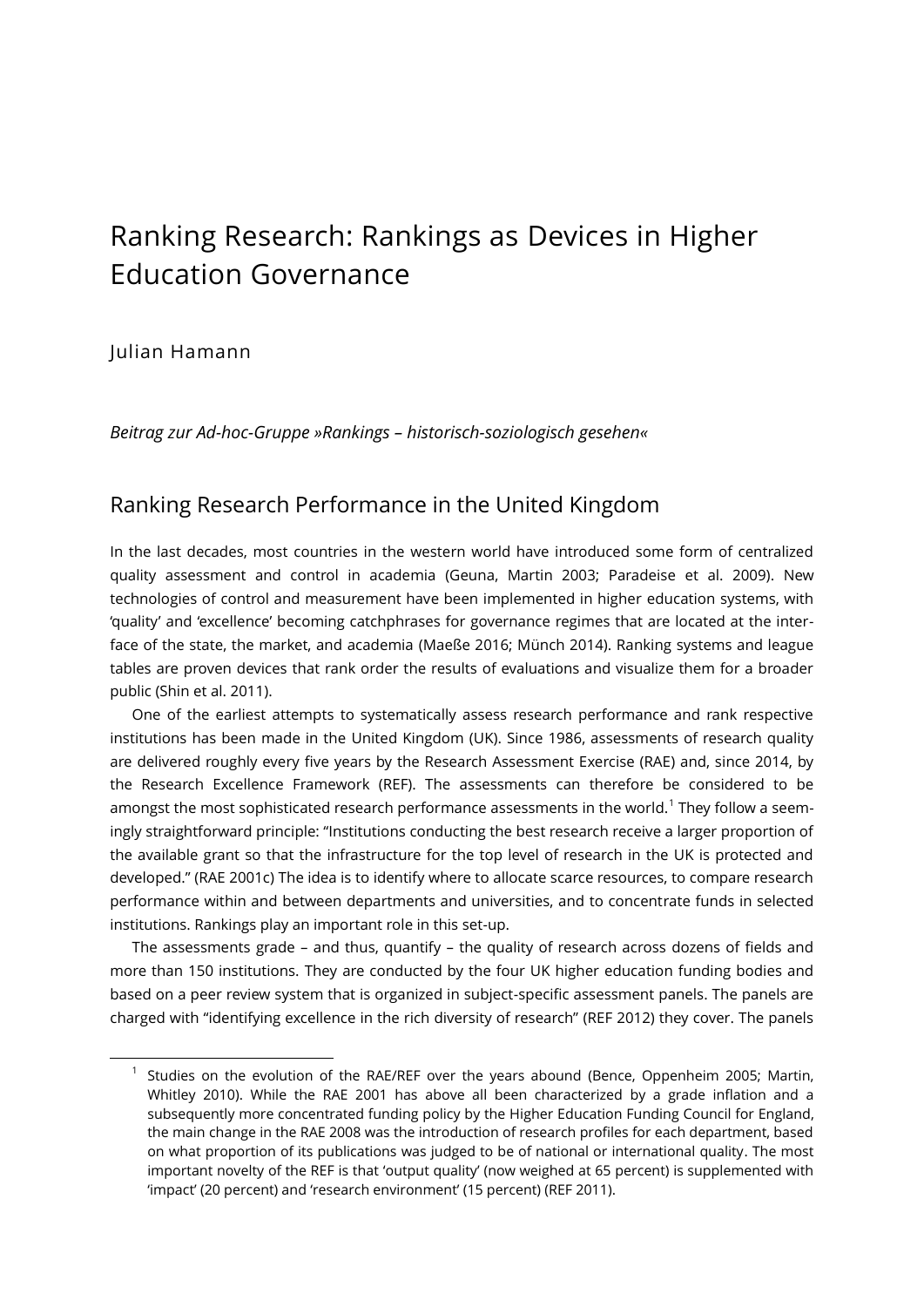# Ranking Research: Rankings as Devices in Higher Education Governance

Julian Hamann

*Beitrag zur Ad-hoc-Gruppe »Rankings – historisch-soziologisch gesehen«*

## Ranking Research Performance in the United Kingdom

In the last decades, most countries in the western world have introduced some form of centralized quality assessment and control in academia (Geuna, Martin 2003; Paradeise et al. 2009). New technologies of control and measurement have been implemented in higher education systems, with 'quality' and 'excellence' becoming catchphrases for governance regimes that are located at the interface of the state, the market, and academia (Maeße 2016; Münch 2014). Ranking systems and league tables are proven devices that rank order the results of evaluations and visualize them for a broader public (Shin et al. 2011).

One of the earliest attempts to systematically assess research performance and rank respective institutions has been made in the United Kingdom (UK). Since 1986, assessments of research quality are delivered roughly every five years by the Research Assessment Exercise (RAE) and, since 2014, by the Research Excellence Framework (REF). The assessments can therefore be considered to be amongst the most sophisticated research performance assessments in the world.[1] They follow a seemingly straightforward principle: "Institutions conducting the best research receive a larger proportion of the available grant so that the infrastructure for the top level of research in the UK is protected and developed." (RAE 2001c) The idea is to identify where to allocate scarce resources, to compare research performance within and between departments and universities, and to concentrate funds in selected institutions. Rankings play an important role in this set-up.

The assessments grade – and thus, quantify – the quality of research across dozens of fields and more than 150 institutions. They are conducted by the four UK higher education funding bodies and based on a peer review system that is organized in subject-specific assessment panels. The panels are charged with "identifying excellence in the rich diversity of research" (REF 2012) they cover. The panels

---

[1] Studies on the evolution of the RAE/REF over the years abound (Bence, Oppenheim 2005; Martin, Whitley 2010). While the RAE 2001 has above all been characterized by a grade inflation and a subsequently more concentrated funding policy by the Higher Education Funding Council for England, the main change in the RAE 2008 was the introduction of research profiles for each department, based on what proportion of its publications was judged to be of national or international quality. The most important novelty of the REF is that 'output quality' (now weighed at 65 percent) is supplemented with 'impact' (20 percent) and 'research environment' (15 percent) (REF 2011).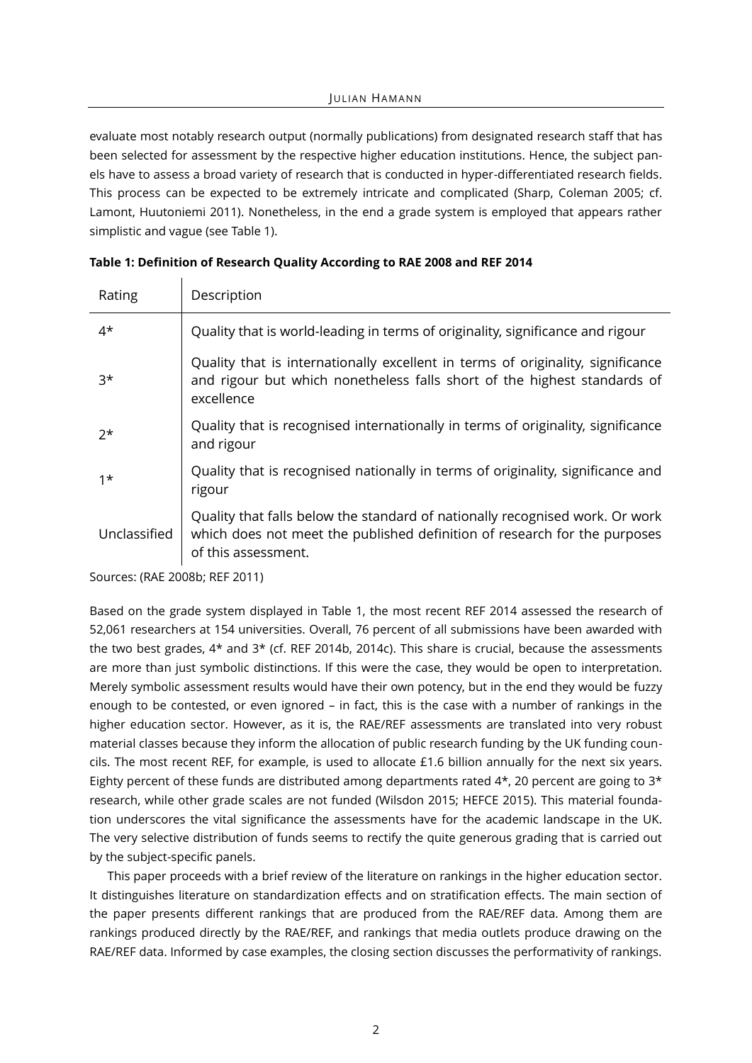evaluate most notably research output (normally publications) from designated research staff that has been selected for assessment by the respective higher education institutions. Hence, the subject panels have to assess a broad variety of research that is conducted in hyper-differentiated research fields. This process can be expected to be extremely intricate and complicated (Sharp, Coleman 2005; cf. Lamont, Huutoniemi 2011). Nonetheless, in the end a grade system is employed that appears rather simplistic and vague (see Table 1).

**Table 1: Definition of Research Quality According to RAE 2008 and REF 2014**

| Rating | Description |
|---|---|
| 4* | Quality that is world-leading in terms of originality, significance and rigour |
| 3* | Quality that is internationally excellent in terms of originality, significance and rigour but which nonetheless falls short of the highest standards of excellence |
| 2* | Quality that is recognised internationally in terms of originality, significance and rigour |
| 1* | Quality that is recognised nationally in terms of originality, significance and rigour |
| Unclassified | Quality that falls below the standard of nationally recognised work. Or work which does not meet the published definition of research for the purposes of this assessment. |

Sources: (RAE 2008b; REF 2011)

Based on the grade system displayed in Table 1, the most recent REF 2014 assessed the research of 52,061 researchers at 154 universities. Overall, 76 percent of all submissions have been awarded with the two best grades, 4* and 3* (cf. REF 2014b, 2014c). This share is crucial, because the assessments are more than just symbolic distinctions. If this were the case, they would be open to interpretation. Merely symbolic assessment results would have their own potency, but in the end they would be fuzzy enough to be contested, or even ignored – in fact, this is the case with a number of rankings in the higher education sector. However, as it is, the RAE/REF assessments are translated into very robust material classes because they inform the allocation of public research funding by the UK funding councils. The most recent REF, for example, is used to allocate £1.6 billion annually for the next six years. Eighty percent of these funds are distributed among departments rated 4*, 20 percent are going to 3* research, while other grade scales are not funded (Wilsdon 2015; HEFCE 2015). This material foundation underscores the vital significance the assessments have for the academic landscape in the UK. The very selective distribution of funds seems to rectify the quite generous grading that is carried out by the subject-specific panels.

This paper proceeds with a brief review of the literature on rankings in the higher education sector. It distinguishes literature on standardization effects and on stratification effects. The main section of the paper presents different rankings that are produced from the RAE/REF data. Among them are rankings produced directly by the RAE/REF, and rankings that media outlets produce drawing on the RAE/REF data. Informed by case examples, the closing section discusses the performativity of rankings.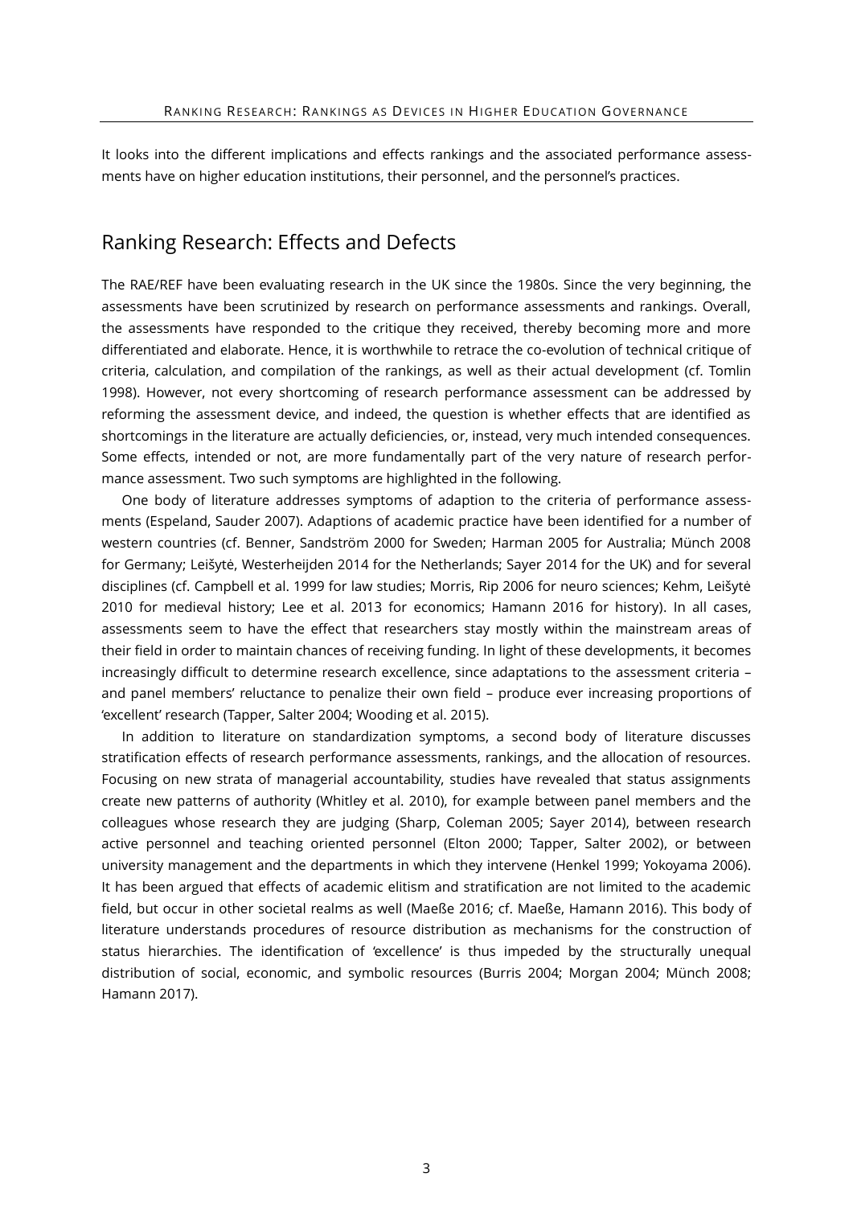It looks into the different implications and effects rankings and the associated performance assessments have on higher education institutions, their personnel, and the personnel's practices.

## Ranking Research: Effects and Defects

The RAE/REF have been evaluating research in the UK since the 1980s. Since the very beginning, the assessments have been scrutinized by research on performance assessments and rankings. Overall, the assessments have responded to the critique they received, thereby becoming more and more differentiated and elaborate. Hence, it is worthwhile to retrace the co-evolution of technical critique of criteria, calculation, and compilation of the rankings, as well as their actual development (cf. Tomlin 1998). However, not every shortcoming of research performance assessment can be addressed by reforming the assessment device, and indeed, the question is whether effects that are identified as shortcomings in the literature are actually deficiencies, or, instead, very much intended consequences. Some effects, intended or not, are more fundamentally part of the very nature of research performance assessment. Two such symptoms are highlighted in the following.

One body of literature addresses symptoms of adaption to the criteria of performance assessments (Espeland, Sauder 2007). Adaptions of academic practice have been identified for a number of western countries (cf. Benner, Sandström 2000 for Sweden; Harman 2005 for Australia; Münch 2008 for Germany; Leišytė, Westerheijden 2014 for the Netherlands; Sayer 2014 for the UK) and for several disciplines (cf. Campbell et al. 1999 for law studies; Morris, Rip 2006 for neuro sciences; Kehm, Leišytė 2010 for medieval history; Lee et al. 2013 for economics; Hamann 2016 for history). In all cases, assessments seem to have the effect that researchers stay mostly within the mainstream areas of their field in order to maintain chances of receiving funding. In light of these developments, it becomes increasingly difficult to determine research excellence, since adaptations to the assessment criteria – and panel members' reluctance to penalize their own field – produce ever increasing proportions of 'excellent' research (Tapper, Salter 2004; Wooding et al. 2015).

In addition to literature on standardization symptoms, a second body of literature discusses stratification effects of research performance assessments, rankings, and the allocation of resources. Focusing on new strata of managerial accountability, studies have revealed that status assignments create new patterns of authority (Whitley et al. 2010), for example between panel members and the colleagues whose research they are judging (Sharp, Coleman 2005; Sayer 2014), between research active personnel and teaching oriented personnel (Elton 2000; Tapper, Salter 2002), or between university management and the departments in which they intervene (Henkel 1999; Yokoyama 2006). It has been argued that effects of academic elitism and stratification are not limited to the academic field, but occur in other societal realms as well (Maeße 2016; cf. Maeße, Hamann 2016). This body of literature understands procedures of resource distribution as mechanisms for the construction of status hierarchies. The identification of 'excellence' is thus impeded by the structurally unequal distribution of social, economic, and symbolic resources (Burris 2004; Morgan 2004; Münch 2008; Hamann 2017).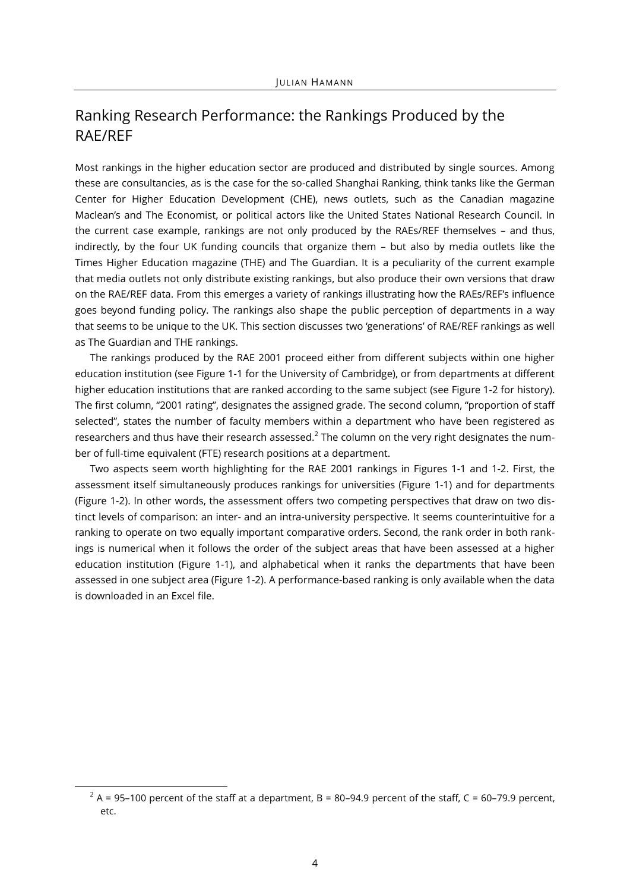## Ranking Research Performance: the Rankings Produced by the RAE/REF

Most rankings in the higher education sector are produced and distributed by single sources. Among these are consultancies, as is the case for the so-called Shanghai Ranking, think tanks like the German Center for Higher Education Development (CHE), news outlets, such as the Canadian magazine Maclean's and The Economist, or political actors like the United States National Research Council. In the current case example, rankings are not only produced by the RAEs/REF themselves – and thus, indirectly, by the four UK funding councils that organize them – but also by media outlets like the Times Higher Education magazine (THE) and The Guardian. It is a peculiarity of the current example that media outlets not only distribute existing rankings, but also produce their own versions that draw on the RAE/REF data. From this emerges a variety of rankings illustrating how the RAEs/REF's influence goes beyond funding policy. The rankings also shape the public perception of departments in a way that seems to be unique to the UK. This section discusses two 'generations' of RAE/REF rankings as well as The Guardian and THE rankings.

The rankings produced by the RAE 2001 proceed either from different subjects within one higher education institution (see Figure 1-1 for the University of Cambridge), or from departments at different higher education institutions that are ranked according to the same subject (see Figure 1-2 for history). The first column, "2001 rating", designates the assigned grade. The second column, "proportion of staff selected", states the number of faculty members within a department who have been registered as researchers and thus have their research assessed.[2] The column on the very right designates the number of full-time equivalent (FTE) research positions at a department.

Two aspects seem worth highlighting for the RAE 2001 rankings in Figures 1-1 and 1-2. First, the assessment itself simultaneously produces rankings for universities (Figure 1-1) and for departments (Figure 1-2). In other words, the assessment offers two competing perspectives that draw on two distinct levels of comparison: an inter- and an intra-university perspective. It seems counterintuitive for a ranking to operate on two equally important comparative orders. Second, the rank order in both rankings is numerical when it follows the order of the subject areas that have been assessed at a higher education institution (Figure 1-1), and alphabetical when it ranks the departments that have been assessed in one subject area (Figure 1-2). A performance-based ranking is only available when the data is downloaded in an Excel file.

[2] A = 95–100 percent of the staff at a department, B = 80–94.9 percent of the staff, C = 60–79.9 percent, etc.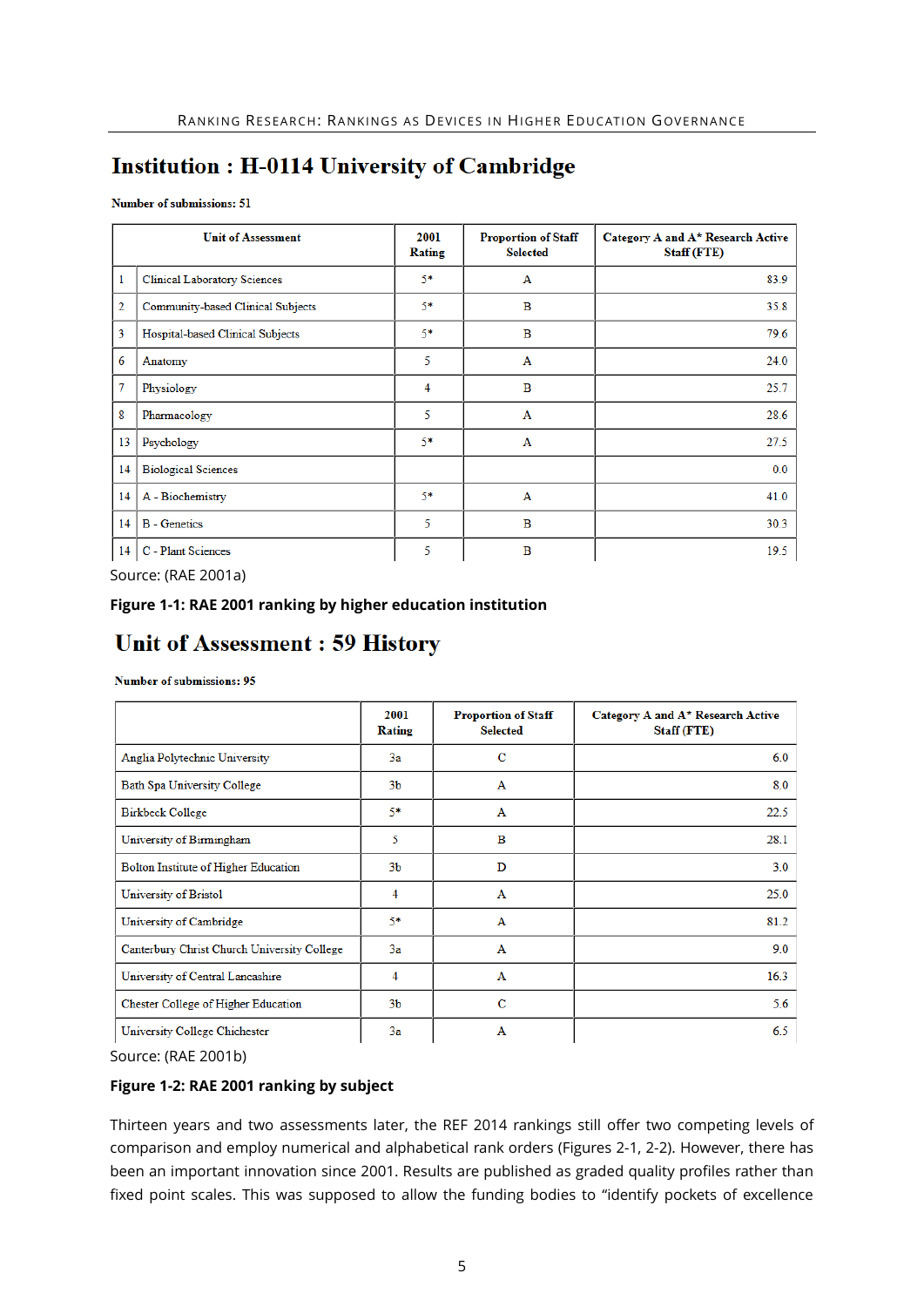## Institution : H-0114 University of Cambridge

**Number of submissions: 51**

| | Unit of Assessment | 2001 Rating | Proportion of Staff Selected | Category A and A* Research Active Staff (FTE) |
|---|---|---|---|---|
| 1 | Clinical Laboratory Sciences | 5* | A | 83.9 |
| 2 | Community-based Clinical Subjects | 5* | B | 35.8 |
| 3 | Hospital-based Clinical Subjects | 5* | B | 79.6 |
| 6 | Anatomy | 5 | A | 24.0 |
| 7 | Physiology | 4 | B | 25.7 |
| 8 | Pharmacology | 5 | A | 28.6 |
| 13 | Psychology | 5* | A | 27.5 |
| 14 | Biological Sciences | | | 0.0 |
| 14 | A - Biochemistry | 5* | A | 41.0 |
| 14 | B - Genetics | 5 | B | 30.3 |
| 14 | C - Plant Sciences | 5 | B | 19.5 |

Source: (RAE 2001a)

**Figure 1-1: RAE 2001 ranking by higher education institution**

## Unit of Assessment : 59 History

**Number of submissions: 95**

| | 2001 Rating | Proportion of Staff Selected | Category A and A* Research Active Staff (FTE) |
|---|---|---|---|
| Anglia Polytechnic University | 3a | C | 6.0 |
| Bath Spa University College | 3b | A | 8.0 |
| Birkbeck College | 5* | A | 22.5 |
| University of Birmingham | 5 | B | 28.1 |
| Bolton Institute of Higher Education | 3b | D | 3.0 |
| University of Bristol | 4 | A | 25.0 |
| University of Cambridge | 5* | A | 81.2 |
| Canterbury Christ Church University College | 3a | A | 9.0 |
| University of Central Lancashire | 4 | A | 16.3 |
| Chester College of Higher Education | 3b | C | 5.6 |
| University College Chichester | 3a | A | 6.5 |

Source: (RAE 2001b)

**Figure 1-2: RAE 2001 ranking by subject**

Thirteen years and two assessments later, the REF 2014 rankings still offer two competing levels of comparison and employ numerical and alphabetical rank orders (Figures 2-1, 2-2). However, there has been an important innovation since 2001. Results are published as graded quality profiles rather than fixed point scales. This was supposed to allow the funding bodies to "identify pockets of excellence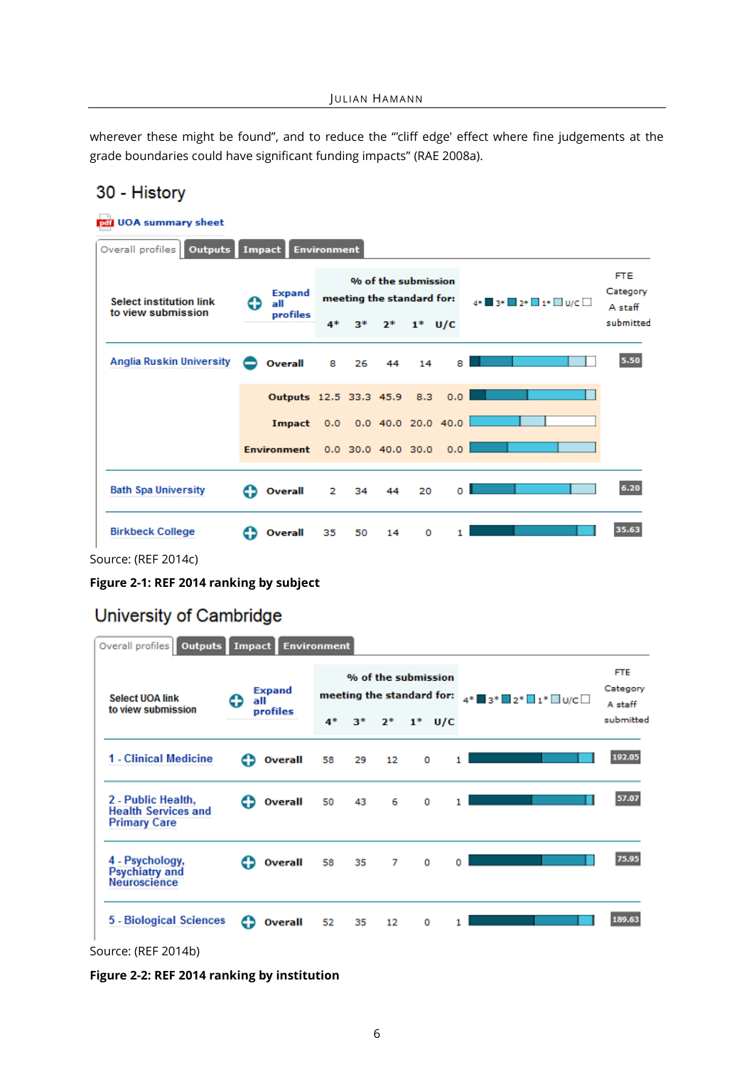wherever these might be found", and to reduce the "'cliff edge' effect where fine judgements at the grade boundaries could have significant funding impacts" (RAE 2008a).

## 30 - History

UOA summary sheet

Overall profiles | Outputs | Impact | Environment

| Select institution link to view submission | Expand all profiles | 4* | 3* | 2* | 1* | U/C | FTE Category A staff submitted |
|---|---|---|---|---|---|---|---|
| Anglia Ruskin University | Overall | 8 | 26 | 44 | 14 | 8 | 5.50 |
| | Outputs | 12.5 | 33.3 | 45.9 | 8.3 | 0.0 | |
| | Impact | 0.0 | 0.0 | 40.0 | 20.0 | 40.0 | |
| | Environment | 0.0 | 30.0 | 40.0 | 30.0 | 0.0 | |
| Bath Spa University | Overall | 2 | 34 | 44 | 20 | 0 | 6.20 |
| Birkbeck College | Overall | 35 | 50 | 14 | 0 | 1 | 35.63 |

Source: (REF 2014c)

**Figure 2-1: REF 2014 ranking by subject**

## University of Cambridge

Overall profiles | Outputs | Impact | Environment

| Select UOA link to view submission | Expand all profiles | 4* | 3* | 2* | 1* | U/C | FTE Category A staff submitted |
|---|---|---|---|---|---|---|---|
| 1 - Clinical Medicine | Overall | 58 | 29 | 12 | 0 | 1 | 192.05 |
| 2 - Public Health, Health Services and Primary Care | Overall | 50 | 43 | 6 | 0 | 1 | 57.07 |
| 4 - Psychology, Psychiatry and Neuroscience | Overall | 58 | 35 | 7 | 0 | 0 | 75.95 |
| 5 - Biological Sciences | Overall | 52 | 35 | 12 | 0 | 1 | 189.63 |

Source: (REF 2014b)

**Figure 2-2: REF 2014 ranking by institution**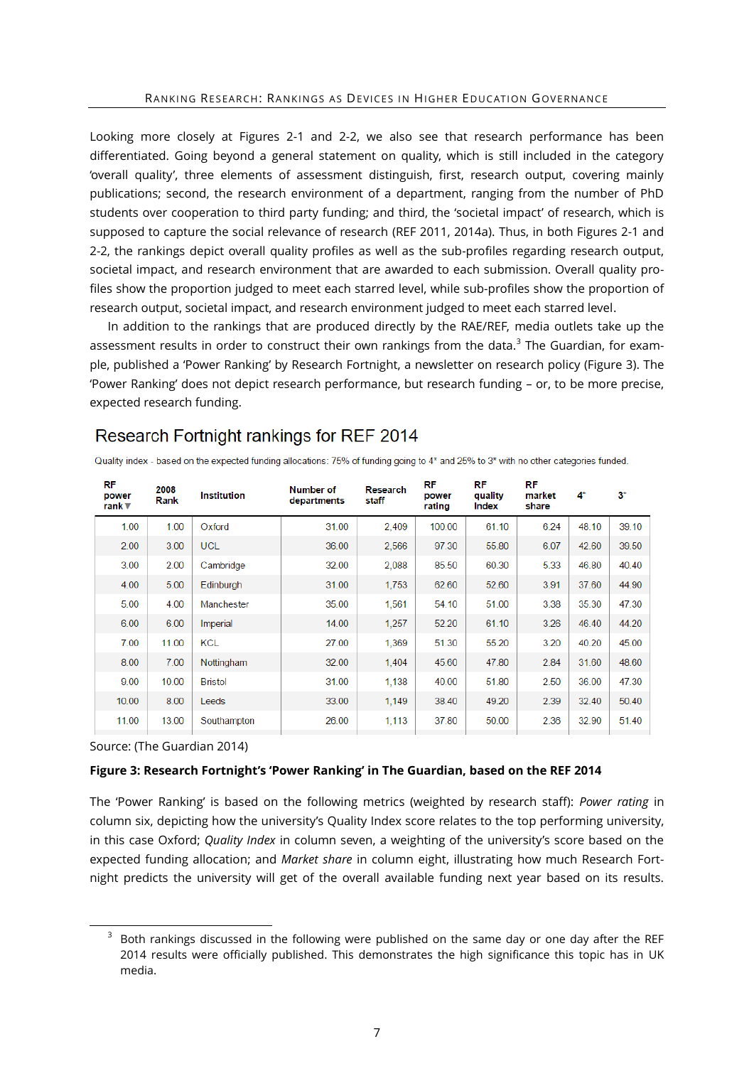Looking more closely at Figures 2-1 and 2-2, we also see that research performance has been differentiated. Going beyond a general statement on quality, which is still included in the category 'overall quality', three elements of assessment distinguish, first, research output, covering mainly publications; second, the research environment of a department, ranging from the number of PhD students over cooperation to third party funding; and third, the 'societal impact' of research, which is supposed to capture the social relevance of research (REF 2011, 2014a). Thus, in both Figures 2-1 and 2-2, the rankings depict overall quality profiles as well as the sub-profiles regarding research output, societal impact, and research environment that are awarded to each submission. Overall quality profiles show the proportion judged to meet each starred level, while sub-profiles show the proportion of research output, societal impact, and research environment judged to meet each starred level.

In addition to the rankings that are produced directly by the RAE/REF, media outlets take up the assessment results in order to construct their own rankings from the data.[3] The Guardian, for example, published a 'Power Ranking' by Research Fortnight, a newsletter on research policy (Figure 3). The 'Power Ranking' does not depict research performance, but research funding – or, to be more precise, expected research funding.

**Research Fortnight rankings for REF 2014**

Quality index - based on the expected funding allocations: 75% of funding going to 4* and 25% to 3* with no other categories funded.

| RF power rank ▼ | 2008 Rank | Institution | Number of departments | Research staff | RF power rating | RF quality Index | RF market share | 4* | 3* |
|---|---|---|---|---|---|---|---|---|---|
| 1.00 | 1.00 | Oxford | 31.00 | 2,409 | 100.00 | 61.10 | 6.24 | 48.10 | 39.10 |
| 2.00 | 3.00 | UCL | 36.00 | 2,566 | 97.30 | 55.80 | 6.07 | 42.60 | 39.50 |
| 3.00 | 2.00 | Cambridge | 32.00 | 2,088 | 85.50 | 60.30 | 5.33 | 46.80 | 40.40 |
| 4.00 | 5.00 | Edinburgh | 31.00 | 1,753 | 62.60 | 52.60 | 3.91 | 37.60 | 44.90 |
| 5.00 | 4.00 | Manchester | 35.00 | 1,561 | 54.10 | 51.00 | 3.38 | 35.30 | 47.30 |
| 6.00 | 6.00 | Imperial | 14.00 | 1,257 | 52.20 | 61.10 | 3.26 | 46.40 | 44.20 |
| 7.00 | 11.00 | KCL | 27.00 | 1,369 | 51.30 | 55.20 | 3.20 | 40.20 | 45.00 |
| 8.00 | 7.00 | Nottingham | 32.00 | 1,404 | 45.60 | 47.80 | 2.84 | 31.60 | 48.60 |
| 9.00 | 10.00 | Bristol | 31.00 | 1,138 | 40.00 | 51.80 | 2.50 | 36.00 | 47.30 |
| 10.00 | 8.00 | Leeds | 33.00 | 1,149 | 38.40 | 49.20 | 2.39 | 32.40 | 50.40 |
| 11.00 | 13.00 | Southampton | 26.00 | 1,113 | 37.80 | 50.00 | 2.36 | 32.90 | 51.40 |

Source: (The Guardian 2014)

**Figure 3: Research Fortnight's 'Power Ranking' in The Guardian, based on the REF 2014**

The 'Power Ranking' is based on the following metrics (weighted by research staff): *Power rating* in column six, depicting how the university's Quality Index score relates to the top performing university, in this case Oxford; *Quality Index* in column seven, a weighting of the university's score based on the expected funding allocation; and *Market share* in column eight, illustrating how much Research Fortnight predicts the university will get of the overall available funding next year based on its results.

[3] Both rankings discussed in the following were published on the same day or one day after the REF 2014 results were officially published. This demonstrates the high significance this topic has in UK media.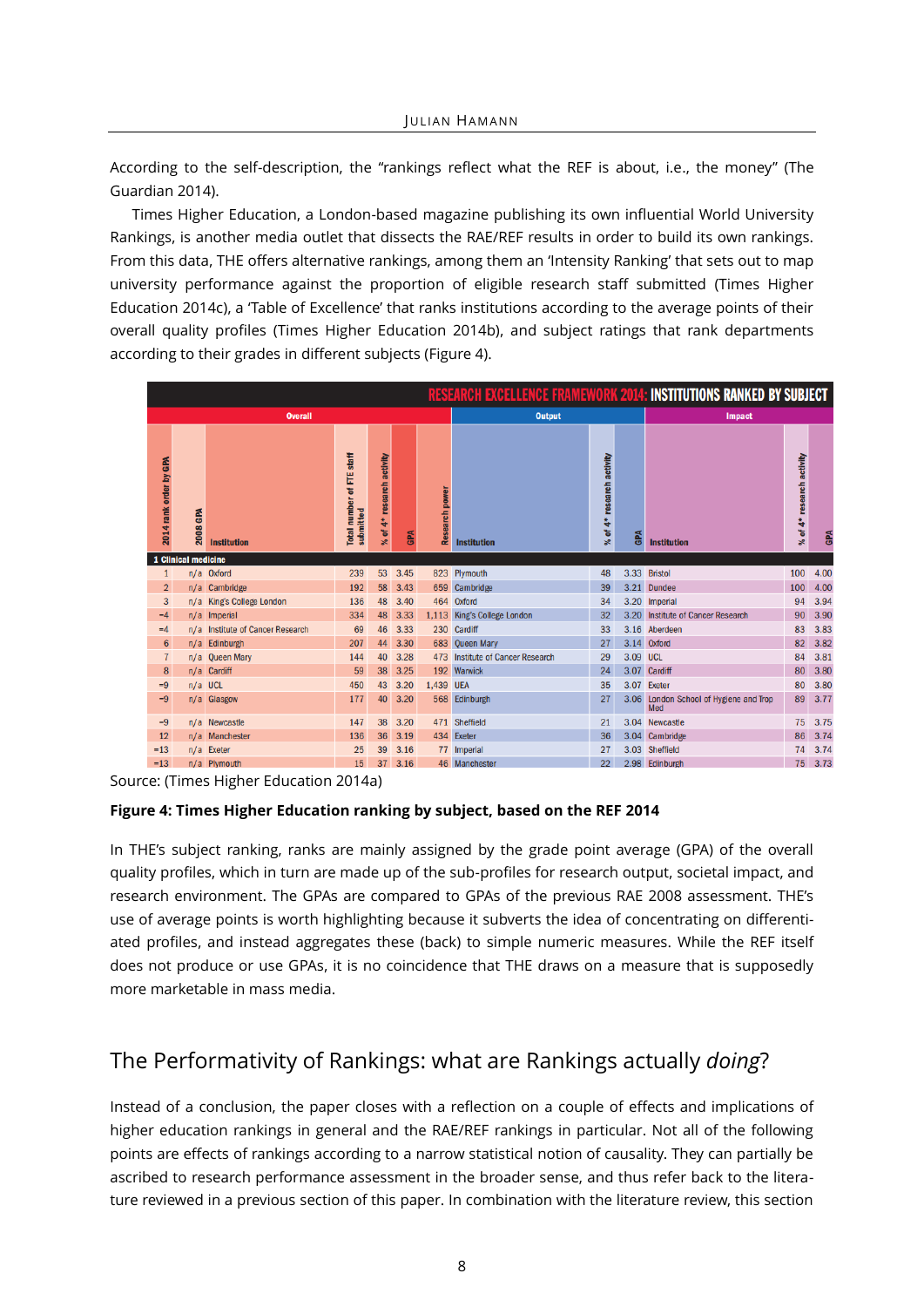According to the self-description, the “rankings reflect what the REF is about, i.e., the money” (The Guardian 2014).

Times Higher Education, a London-based magazine publishing its own influential World University Rankings, is another media outlet that dissects the RAE/REF results in order to build its own rankings. From this data, THE offers alternative rankings, among them an ‘Intensity Ranking’ that sets out to map university performance against the proportion of eligible research staff submitted (Times Higher Education 2014c), a ‘Table of Excellence’ that ranks institutions according to the average points of their overall quality profiles (Times Higher Education 2014b), and subject ratings that rank departments according to their grades in different subjects (Figure 4).

| RESEARCH EXCELLENCE FRAMEWORK 2014: INSTITUTIONS RANKED BY SUBJECT | | | | | | | | | | | | | | |
|---|---|---|---|---|---|---|---|---|---|---|---|---|---|---|
| Overall | | | | | | | Output | | | Impact | | | | |
| 2014 rank order by GPA | 2008 GPA | Institution | Total number of FTE staff submitted | % of 4* research activity | GPA | Research power | Institution | % of 4* research activity | GPA | Institution | % of 4* research activity | GPA | | |
| 1 Clinical medicine | | | | | | | | | | | | | | |
| 1 | n/a | Oxford | 239 | 53 | 3.45 | 823 | Plymouth | 48 | 3.33 | Bristol | 100 | 4.00 | | |
| 2 | n/a | Cambridge | 192 | 58 | 3.43 | 659 | Cambridge | 39 | 3.21 | Dundee | 100 | 4.00 | | |
| 3 | n/a | King's College London | 136 | 48 | 3.40 | 464 | Oxford | 34 | 3.20 | Imperial | 94 | 3.94 | | |
| =4 | n/a | Imperial | 334 | 48 | 3.33 | 1,113 | King's College London | 32 | 3.20 | Institute of Cancer Research | 90 | 3.90 | | |
| =4 | n/a | Institute of Cancer Research | 69 | 46 | 3.33 | 230 | Cardiff | 33 | 3.16 | Aberdeen | 83 | 3.83 | | |
| 6 | n/a | Edinburgh | 207 | 44 | 3.30 | 683 | Queen Mary | 27 | 3.14 | Oxford | 82 | 3.82 | | |
| 7 | n/a | Queen Mary | 144 | 40 | 3.28 | 473 | Institute of Cancer Research | 29 | 3.09 | UCL | 84 | 3.81 | | |
| 8 | n/a | Cardiff | 59 | 38 | 3.25 | 192 | Warwick | 24 | 3.07 | Cardiff | 80 | 3.80 | | |
| =9 | n/a | UCL | 450 | 43 | 3.20 | 1,439 | UEA | 35 | 3.07 | Exeter | 80 | 3.80 | | |
| =9 | n/a | Glasgow | 177 | 40 | 3.20 | 568 | Edinburgh | 27 | 3.06 | London School of Hygiene and Trop Med | 89 | 3.77 | | |
| =9 | n/a | Newcastle | 147 | 38 | 3.20 | 471 | Sheffield | 21 | 3.04 | Newcastle | 75 | 3.75 | | |
| 12 | n/a | Manchester | 136 | 36 | 3.19 | 434 | Exeter | 36 | 3.04 | Cambridge | 86 | 3.74 | | |
| =13 | n/a | Exeter | 25 | 39 | 3.16 | 77 | Imperial | 27 | 3.03 | Sheffield | 74 | 3.74 | | |
| =13 | n/a | Plymouth | 15 | 37 | 3.16 | 46 | Manchester | 22 | 2.98 | Edinburgh | 75 | 3.73 | | |

Source: (Times Higher Education 2014a)

**Figure 4: Times Higher Education ranking by subject, based on the REF 2014**

In THE’s subject ranking, ranks are mainly assigned by the grade point average (GPA) of the overall quality profiles, which in turn are made up of the sub-profiles for research output, societal impact, and research environment. The GPAs are compared to GPAs of the previous RAE 2008 assessment. THE’s use of average points is worth highlighting because it subverts the idea of concentrating on differentiated profiles, and instead aggregates these (back) to simple numeric measures. While the REF itself does not produce or use GPAs, it is no coincidence that THE draws on a measure that is supposedly more marketable in mass media.

## The Performativity of Rankings: what are Rankings actually *doing*?

Instead of a conclusion, the paper closes with a reflection on a couple of effects and implications of higher education rankings in general and the RAE/REF rankings in particular. Not all of the following points are effects of rankings according to a narrow statistical notion of causality. They can partially be ascribed to research performance assessment in the broader sense, and thus refer back to the literature reviewed in a previous section of this paper. In combination with the literature review, this section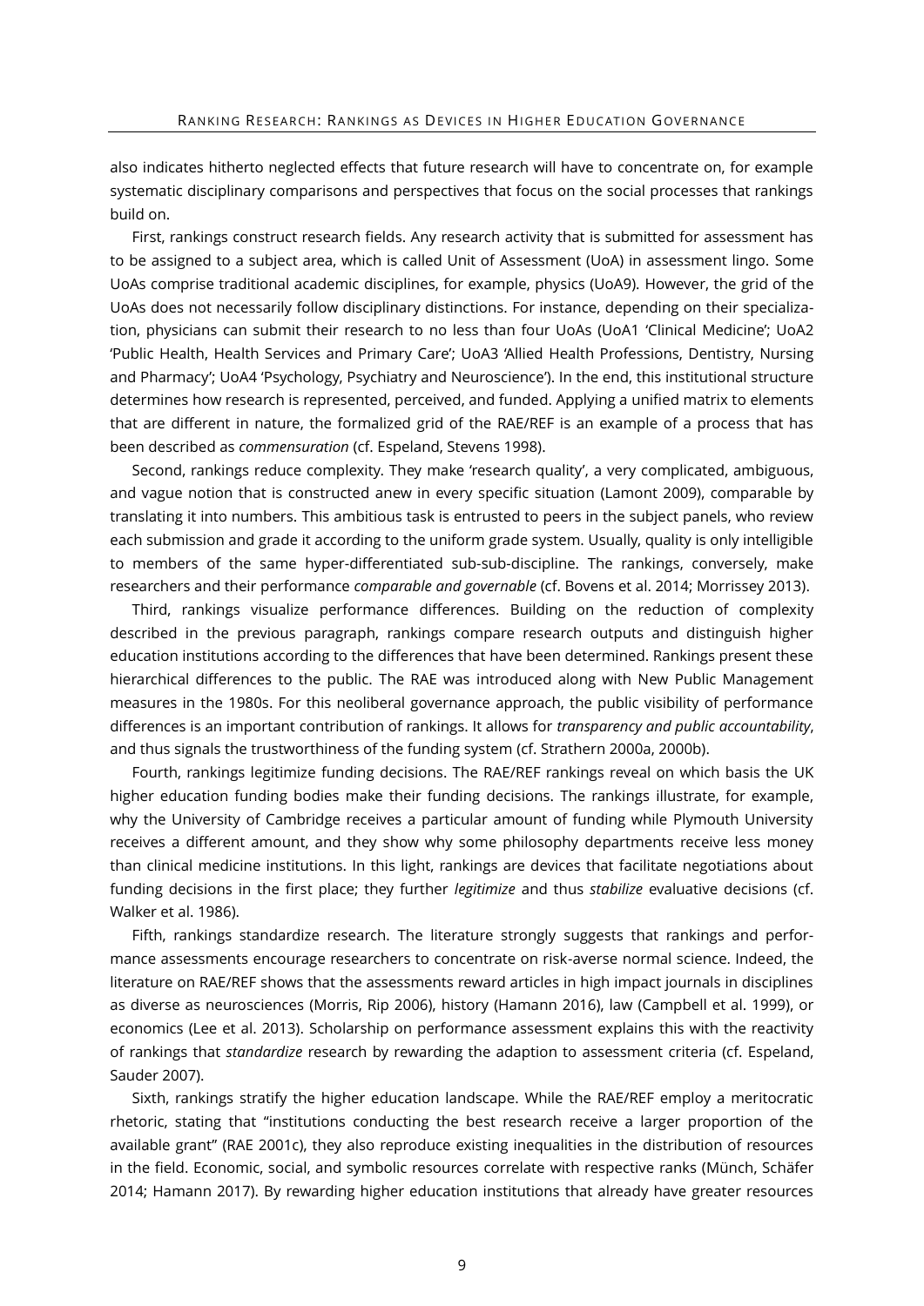also indicates hitherto neglected effects that future research will have to concentrate on, for example systematic disciplinary comparisons and perspectives that focus on the social processes that rankings build on.

First, rankings construct research fields. Any research activity that is submitted for assessment has to be assigned to a subject area, which is called Unit of Assessment (UoA) in assessment lingo. Some UoAs comprise traditional academic disciplines, for example, physics (UoA9). However, the grid of the UoAs does not necessarily follow disciplinary distinctions. For instance, depending on their specialization, physicians can submit their research to no less than four UoAs (UoA1 'Clinical Medicine'; UoA2 'Public Health, Health Services and Primary Care'; UoA3 'Allied Health Professions, Dentistry, Nursing and Pharmacy'; UoA4 'Psychology, Psychiatry and Neuroscience'). In the end, this institutional structure determines how research is represented, perceived, and funded. Applying a unified matrix to elements that are different in nature, the formalized grid of the RAE/REF is an example of a process that has been described as *commensuration* (cf. Espeland, Stevens 1998).

Second, rankings reduce complexity. They make 'research quality', a very complicated, ambiguous, and vague notion that is constructed anew in every specific situation (Lamont 2009), comparable by translating it into numbers. This ambitious task is entrusted to peers in the subject panels, who review each submission and grade it according to the uniform grade system. Usually, quality is only intelligible to members of the same hyper-differentiated sub-sub-discipline. The rankings, conversely, make researchers and their performance *comparable and governable* (cf. Bovens et al. 2014; Morrissey 2013).

Third, rankings visualize performance differences. Building on the reduction of complexity described in the previous paragraph, rankings compare research outputs and distinguish higher education institutions according to the differences that have been determined. Rankings present these hierarchical differences to the public. The RAE was introduced along with New Public Management measures in the 1980s. For this neoliberal governance approach, the public visibility of performance differences is an important contribution of rankings. It allows for *transparency and public accountability*, and thus signals the trustworthiness of the funding system (cf. Strathern 2000a, 2000b).

Fourth, rankings legitimize funding decisions. The RAE/REF rankings reveal on which basis the UK higher education funding bodies make their funding decisions. The rankings illustrate, for example, why the University of Cambridge receives a particular amount of funding while Plymouth University receives a different amount, and they show why some philosophy departments receive less money than clinical medicine institutions. In this light, rankings are devices that facilitate negotiations about funding decisions in the first place; they further *legitimize* and thus *stabilize* evaluative decisions (cf. Walker et al. 1986).

Fifth, rankings standardize research. The literature strongly suggests that rankings and performance assessments encourage researchers to concentrate on risk-averse normal science. Indeed, the literature on RAE/REF shows that the assessments reward articles in high impact journals in disciplines as diverse as neurosciences (Morris, Rip 2006), history (Hamann 2016), law (Campbell et al. 1999), or economics (Lee et al. 2013). Scholarship on performance assessment explains this with the reactivity of rankings that *standardize* research by rewarding the adaption to assessment criteria (cf. Espeland, Sauder 2007).

Sixth, rankings stratify the higher education landscape. While the RAE/REF employ a meritocratic rhetoric, stating that "institutions conducting the best research receive a larger proportion of the available grant" (RAE 2001c), they also reproduce existing inequalities in the distribution of resources in the field. Economic, social, and symbolic resources correlate with respective ranks (Münch, Schäfer 2014; Hamann 2017). By rewarding higher education institutions that already have greater resources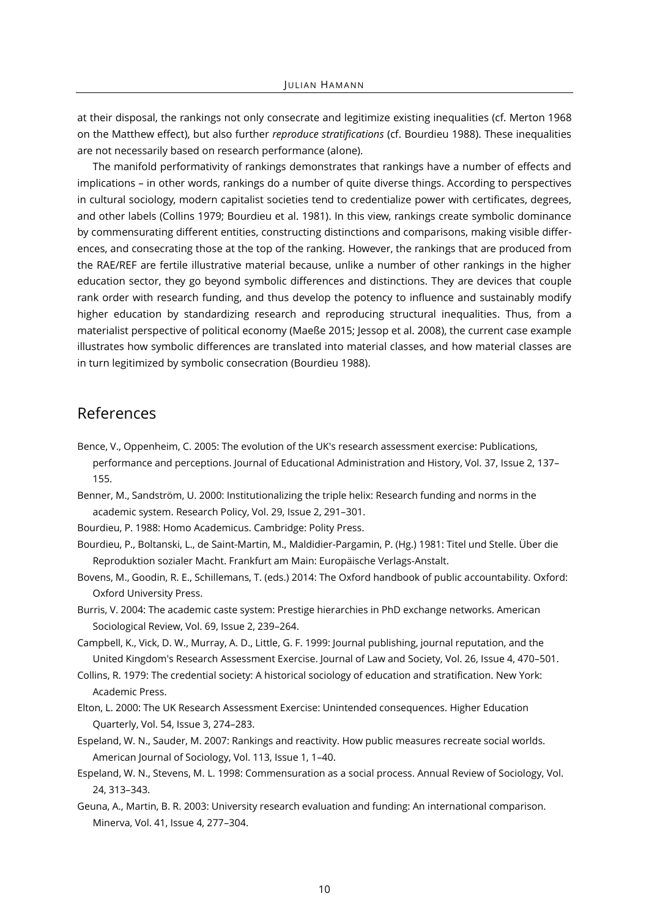at their disposal, the rankings not only consecrate and legitimize existing inequalities (cf. Merton 1968 on the Matthew effect), but also further *reproduce stratifications* (cf. Bourdieu 1988). These inequalities are not necessarily based on research performance (alone).

The manifold performativity of rankings demonstrates that rankings have a number of effects and implications – in other words, rankings do a number of quite diverse things. According to perspectives in cultural sociology, modern capitalist societies tend to credentialize power with certificates, degrees, and other labels (Collins 1979; Bourdieu et al. 1981). In this view, rankings create symbolic dominance by commensurating different entities, constructing distinctions and comparisons, making visible differences, and consecrating those at the top of the ranking. However, the rankings that are produced from the RAE/REF are fertile illustrative material because, unlike a number of other rankings in the higher education sector, they go beyond symbolic differences and distinctions. They are devices that couple rank order with research funding, and thus develop the potency to influence and sustainably modify higher education by standardizing research and reproducing structural inequalities. Thus, from a materialist perspective of political economy (Maeße 2015; Jessop et al. 2008), the current case example illustrates how symbolic differences are translated into material classes, and how material classes are in turn legitimized by symbolic consecration (Bourdieu 1988).

## References

Bence, V., Oppenheim, C. 2005: The evolution of the UK's research assessment exercise: Publications, performance and perceptions. Journal of Educational Administration and History, Vol. 37, Issue 2, 137–155.

Benner, M., Sandström, U. 2000: Institutionalizing the triple helix: Research funding and norms in the academic system. Research Policy, Vol. 29, Issue 2, 291–301.

Bourdieu, P. 1988: Homo Academicus. Cambridge: Polity Press.

Bourdieu, P., Boltanski, L., de Saint-Martin, M., Maldidier-Pargamin, P. (Hg.) 1981: Titel und Stelle. Über die Reproduktion sozialer Macht. Frankfurt am Main: Europäische Verlags-Anstalt.

Bovens, M., Goodin, R. E., Schillemans, T. (eds.) 2014: The Oxford handbook of public accountability. Oxford: Oxford University Press.

Burris, V. 2004: The academic caste system: Prestige hierarchies in PhD exchange networks. American Sociological Review, Vol. 69, Issue 2, 239–264.

Campbell, K., Vick, D. W., Murray, A. D., Little, G. F. 1999: Journal publishing, journal reputation, and the United Kingdom's Research Assessment Exercise. Journal of Law and Society, Vol. 26, Issue 4, 470–501.

Collins, R. 1979: The credential society: A historical sociology of education and stratification. New York: Academic Press.

Elton, L. 2000: The UK Research Assessment Exercise: Unintended consequences. Higher Education Quarterly, Vol. 54, Issue 3, 274–283.

Espeland, W. N., Sauder, M. 2007: Rankings and reactivity. How public measures recreate social worlds. American Journal of Sociology, Vol. 113, Issue 1, 1–40.

Espeland, W. N., Stevens, M. L. 1998: Commensuration as a social process. Annual Review of Sociology, Vol. 24, 313–343.

Geuna, A., Martin, B. R. 2003: University research evaluation and funding: An international comparison. Minerva, Vol. 41, Issue 4, 277–304.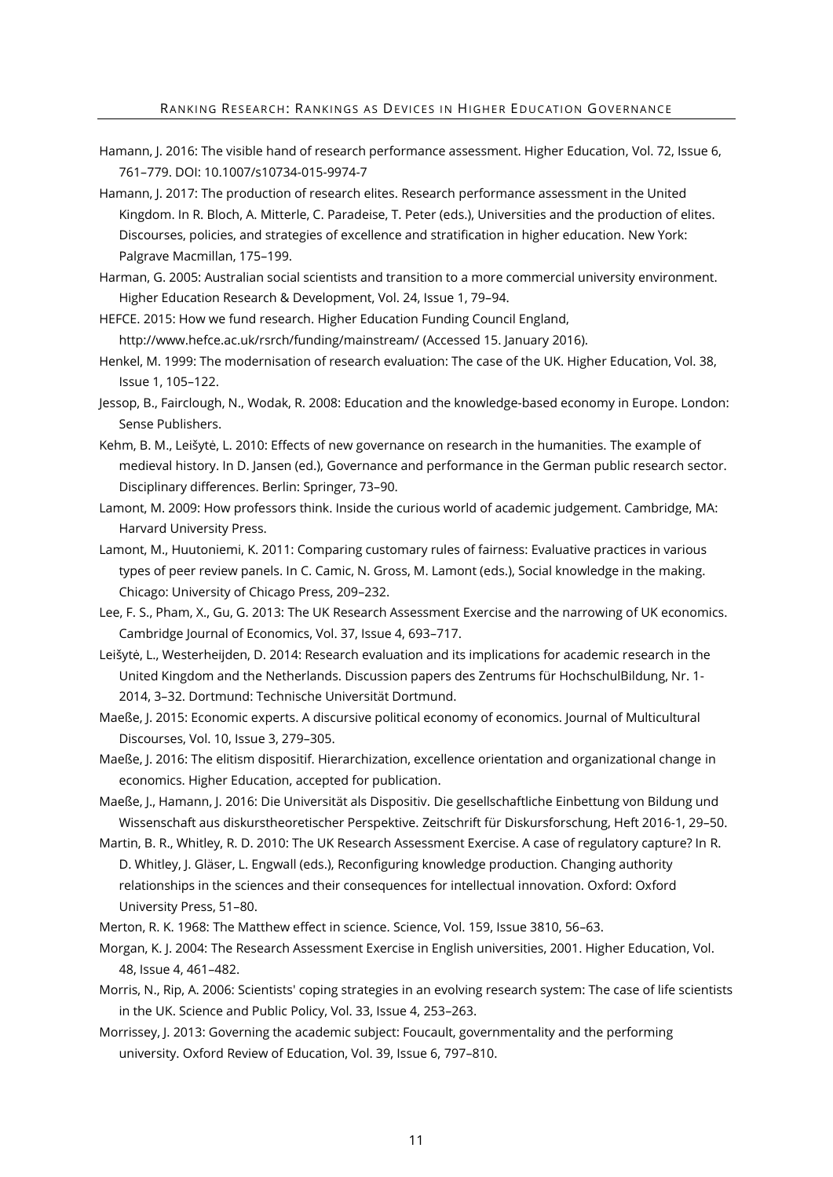Hamann, J. 2016: The visible hand of research performance assessment. Higher Education, Vol. 72, Issue 6, 761–779. DOI: 10.1007/s10734-015-9974-7

Hamann, J. 2017: The production of research elites. Research performance assessment in the United Kingdom. In R. Bloch, A. Mitterle, C. Paradeise, T. Peter (eds.), Universities and the production of elites. Discourses, policies, and strategies of excellence and stratification in higher education. New York: Palgrave Macmillan, 175–199.

Harman, G. 2005: Australian social scientists and transition to a more commercial university environment. Higher Education Research & Development, Vol. 24, Issue 1, 79–94.

HEFCE. 2015: How we fund research. Higher Education Funding Council England, http://www.hefce.ac.uk/rsrch/funding/mainstream/ (Accessed 15. January 2016).

Henkel, M. 1999: The modernisation of research evaluation: The case of the UK. Higher Education, Vol. 38, Issue 1, 105–122.

Jessop, B., Fairclough, N., Wodak, R. 2008: Education and the knowledge-based economy in Europe. London: Sense Publishers.

Kehm, B. M., Leišytė, L. 2010: Effects of new governance on research in the humanities. The example of medieval history. In D. Jansen (ed.), Governance and performance in the German public research sector. Disciplinary differences. Berlin: Springer, 73–90.

Lamont, M. 2009: How professors think. Inside the curious world of academic judgement. Cambridge, MA: Harvard University Press.

Lamont, M., Huutoniemi, K. 2011: Comparing customary rules of fairness: Evaluative practices in various types of peer review panels. In C. Camic, N. Gross, M. Lamont (eds.), Social knowledge in the making. Chicago: University of Chicago Press, 209–232.

Lee, F. S., Pham, X., Gu, G. 2013: The UK Research Assessment Exercise and the narrowing of UK economics. Cambridge Journal of Economics, Vol. 37, Issue 4, 693–717.

Leišytė, L., Westerheijden, D. 2014: Research evaluation and its implications for academic research in the United Kingdom and the Netherlands. Discussion papers des Zentrums für HochschulBildung, Nr. 1-2014, 3–32. Dortmund: Technische Universität Dortmund.

Maeße, J. 2015: Economic experts. A discursive political economy of economics. Journal of Multicultural Discourses, Vol. 10, Issue 3, 279–305.

Maeße, J. 2016: The elitism dispositif. Hierarchization, excellence orientation and organizational change in economics. Higher Education, accepted for publication.

Maeße, J., Hamann, J. 2016: Die Universität als Dispositiv. Die gesellschaftliche Einbettung von Bildung und Wissenschaft aus diskurstheoretischer Perspektive. Zeitschrift für Diskursforschung, Heft 2016-1, 29–50.

Martin, B. R., Whitley, R. D. 2010: The UK Research Assessment Exercise. A case of regulatory capture? In R. D. Whitley, J. Gläser, L. Engwall (eds.), Reconfiguring knowledge production. Changing authority relationships in the sciences and their consequences for intellectual innovation. Oxford: Oxford University Press, 51–80.

Merton, R. K. 1968: The Matthew effect in science. Science, Vol. 159, Issue 3810, 56–63.

Morgan, K. J. 2004: The Research Assessment Exercise in English universities, 2001. Higher Education, Vol. 48, Issue 4, 461–482.

Morris, N., Rip, A. 2006: Scientists' coping strategies in an evolving research system: The case of life scientists in the UK. Science and Public Policy, Vol. 33, Issue 4, 253–263.

Morrissey, J. 2013: Governing the academic subject: Foucault, governmentality and the performing university. Oxford Review of Education, Vol. 39, Issue 6, 797–810.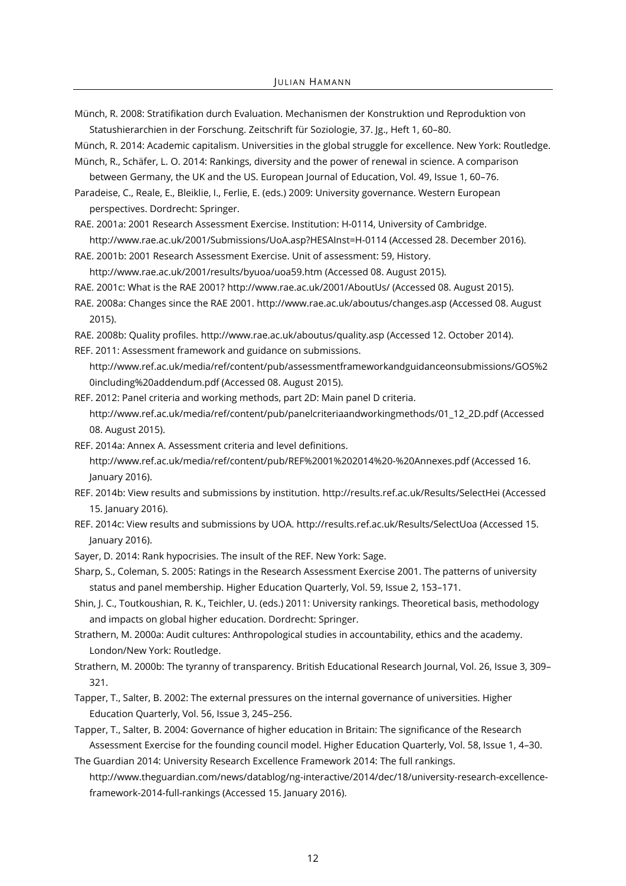Münch, R. 2008: Stratifikation durch Evaluation. Mechanismen der Konstruktion und Reproduktion von Statushierarchien in der Forschung. Zeitschrift für Soziologie, 37. Jg., Heft 1, 60–80.

Münch, R. 2014: Academic capitalism. Universities in the global struggle for excellence. New York: Routledge.

Münch, R., Schäfer, L. O. 2014: Rankings, diversity and the power of renewal in science. A comparison between Germany, the UK and the US. European Journal of Education, Vol. 49, Issue 1, 60–76.

Paradeise, C., Reale, E., Bleiklie, I., Ferlie, E. (eds.) 2009: University governance. Western European perspectives. Dordrecht: Springer.

RAE. 2001a: 2001 Research Assessment Exercise. Institution: H-0114, University of Cambridge. http://www.rae.ac.uk/2001/Submissions/UoA.asp?HESAInst=H-0114 (Accessed 28. December 2016).

RAE. 2001b: 2001 Research Assessment Exercise. Unit of assessment: 59, History. http://www.rae.ac.uk/2001/results/byuoa/uoa59.htm (Accessed 08. August 2015).

RAE. 2001c: What is the RAE 2001? http://www.rae.ac.uk/2001/AboutUs/ (Accessed 08. August 2015).

RAE. 2008a: Changes since the RAE 2001. http://www.rae.ac.uk/aboutus/changes.asp (Accessed 08. August 2015).

RAE. 2008b: Quality profiles. http://www.rae.ac.uk/aboutus/quality.asp (Accessed 12. October 2014).

REF. 2011: Assessment framework and guidance on submissions. http://www.ref.ac.uk/media/ref/content/pub/assessmentframeworkandguidanceonsubmissions/GOS%20including%20addendum.pdf (Accessed 08. August 2015).

REF. 2012: Panel criteria and working methods, part 2D: Main panel D criteria. http://www.ref.ac.uk/media/ref/content/pub/panelcriteriaandworkingmethods/01_12_2D.pdf (Accessed 08. August 2015).

REF. 2014a: Annex A. Assessment criteria and level definitions. http://www.ref.ac.uk/media/ref/content/pub/REF%2001%202014%20-%20Annexes.pdf (Accessed 16. January 2016).

REF. 2014b: View results and submissions by institution. http://results.ref.ac.uk/Results/SelectHei (Accessed 15. January 2016).

REF. 2014c: View results and submissions by UOA. http://results.ref.ac.uk/Results/SelectUoa (Accessed 15. January 2016).

Sayer, D. 2014: Rank hypocrisies. The insult of the REF. New York: Sage.

Sharp, S., Coleman, S. 2005: Ratings in the Research Assessment Exercise 2001. The patterns of university status and panel membership. Higher Education Quarterly, Vol. 59, Issue 2, 153–171.

Shin, J. C., Toutkoushian, R. K., Teichler, U. (eds.) 2011: University rankings. Theoretical basis, methodology and impacts on global higher education. Dordrecht: Springer.

Strathern, M. 2000a: Audit cultures: Anthropological studies in accountability, ethics and the academy. London/New York: Routledge.

Strathern, M. 2000b: The tyranny of transparency. British Educational Research Journal, Vol. 26, Issue 3, 309–321.

Tapper, T., Salter, B. 2002: The external pressures on the internal governance of universities. Higher Education Quarterly, Vol. 56, Issue 3, 245–256.

Tapper, T., Salter, B. 2004: Governance of higher education in Britain: The significance of the Research Assessment Exercise for the founding council model. Higher Education Quarterly, Vol. 58, Issue 1, 4–30.

The Guardian 2014: University Research Excellence Framework 2014: The full rankings. http://www.theguardian.com/news/datablog/ng-interactive/2014/dec/18/university-research-excellence-framework-2014-full-rankings (Accessed 15. January 2016).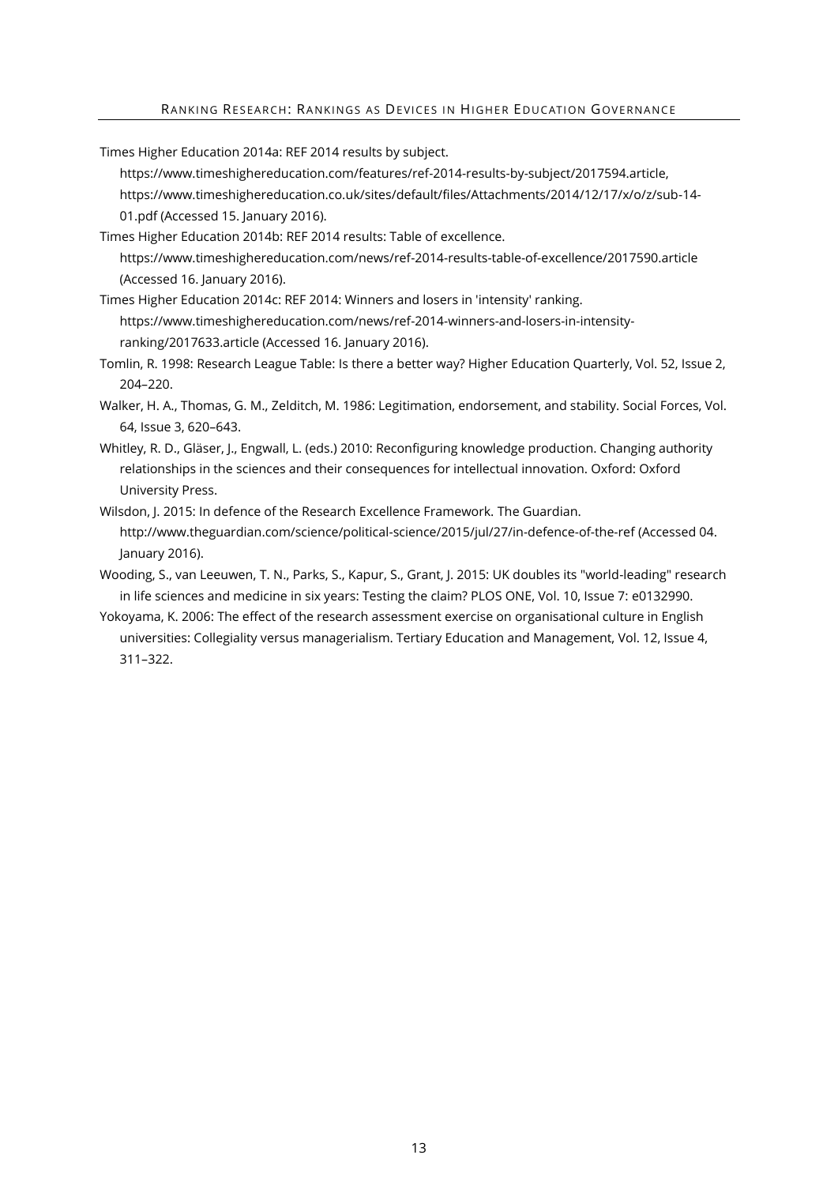Times Higher Education 2014a: REF 2014 results by subject. https://www.timeshighereducation.com/features/ref-2014-results-by-subject/2017594.article, https://www.timeshighereducation.co.uk/sites/default/files/Attachments/2014/12/17/x/o/z/sub-14-01.pdf (Accessed 15. January 2016).

Times Higher Education 2014b: REF 2014 results: Table of excellence. https://www.timeshighereducation.com/news/ref-2014-results-table-of-excellence/2017590.article (Accessed 16. January 2016).

Times Higher Education 2014c: REF 2014: Winners and losers in 'intensity' ranking. https://www.timeshighereducation.com/news/ref-2014-winners-and-losers-in-intensity-ranking/2017633.article (Accessed 16. January 2016).

Tomlin, R. 1998: Research League Table: Is there a better way? Higher Education Quarterly, Vol. 52, Issue 2, 204–220.

Walker, H. A., Thomas, G. M., Zelditch, M. 1986: Legitimation, endorsement, and stability. Social Forces, Vol. 64, Issue 3, 620–643.

Whitley, R. D., Gläser, J., Engwall, L. (eds.) 2010: Reconfiguring knowledge production. Changing authority relationships in the sciences and their consequences for intellectual innovation. Oxford: Oxford University Press.

Wilsdon, J. 2015: In defence of the Research Excellence Framework. The Guardian. http://www.theguardian.com/science/political-science/2015/jul/27/in-defence-of-the-ref (Accessed 04. January 2016).

Wooding, S., van Leeuwen, T. N., Parks, S., Kapur, S., Grant, J. 2015: UK doubles its "world-leading" research in life sciences and medicine in six years: Testing the claim? PLOS ONE, Vol. 10, Issue 7: e0132990.

Yokoyama, K. 2006: The effect of the research assessment exercise on organisational culture in English universities: Collegiality versus managerialism. Tertiary Education and Management, Vol. 12, Issue 4, 311–322.